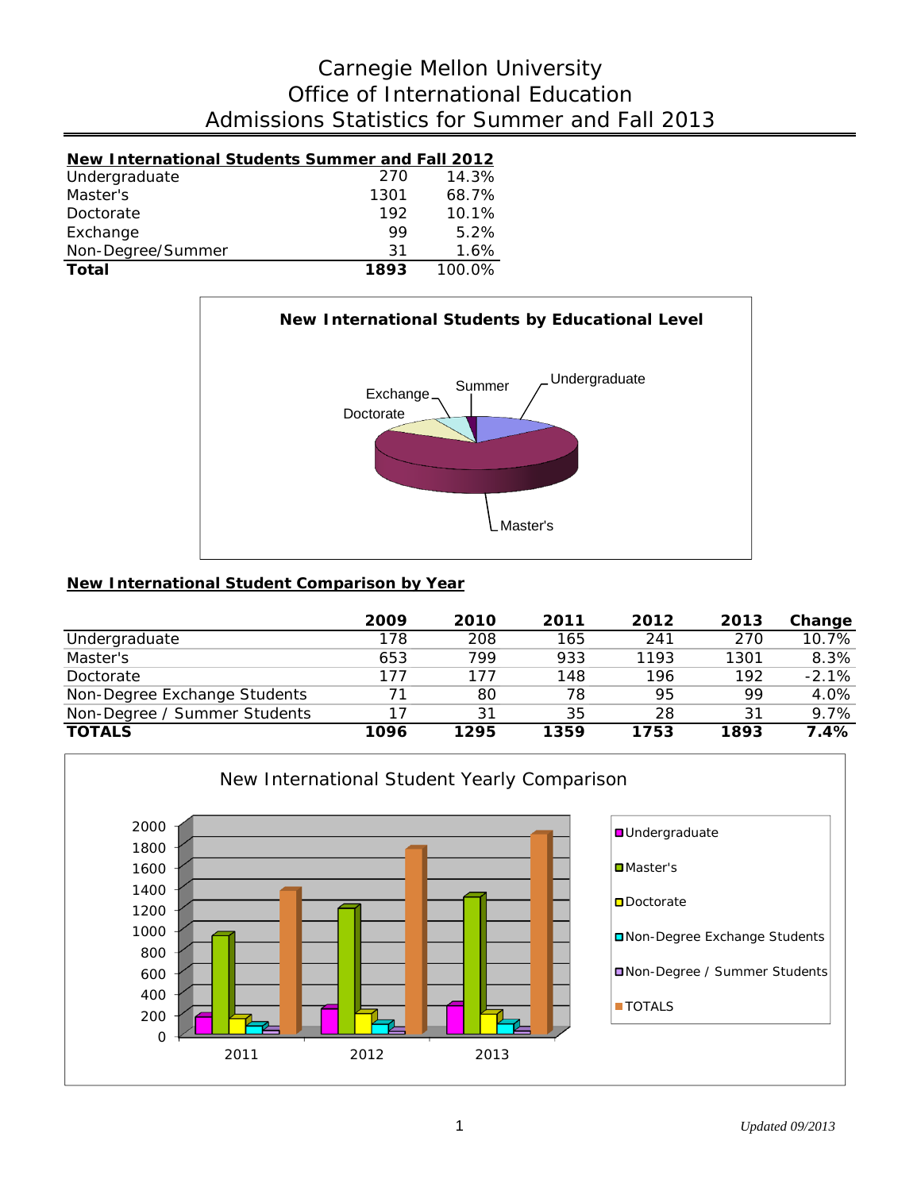# Carnegie Mellon University
# Office of International Education
# Admissions Statistics for Summer and Fall 2013

| New International Students Summer and Fall 2012 | | |
|---|---|---|
| Undergraduate | 270 | 14.3% |
| Master's | 1301 | 68.7% |
| Doctorate | 192 | 10.1% |
| Exchange | 99 | 5.2% |
| Non-Degree/Summer | 31 | 1.6% |
| **Total** | **1893** | 100.0% |

**New International Students by Educational Level**

## New International Student Comparison by Year

| | 2009 | 2010 | 2011 | 2012 | 2013 | Change |
|---|---|---|---|---|---|---|
| Undergraduate | 178 | 208 | 165 | 241 | 270 | 10.7% |
| Master's | 653 | 799 | 933 | 1193 | 1301 | 8.3% |
| Doctorate | 177 | 177 | 148 | 196 | 192 | -2.1% |
| Non-Degree Exchange Students | 71 | 80 | 78 | 95 | 99 | 4.0% |
| Non-Degree / Summer Students | 17 | 31 | 35 | 28 | 31 | 9.7% |
| **TOTALS** | **1096** | **1295** | **1359** | **1753** | **1893** | **7.4%** |

New International Student Yearly Comparison

*Updated 09/2013*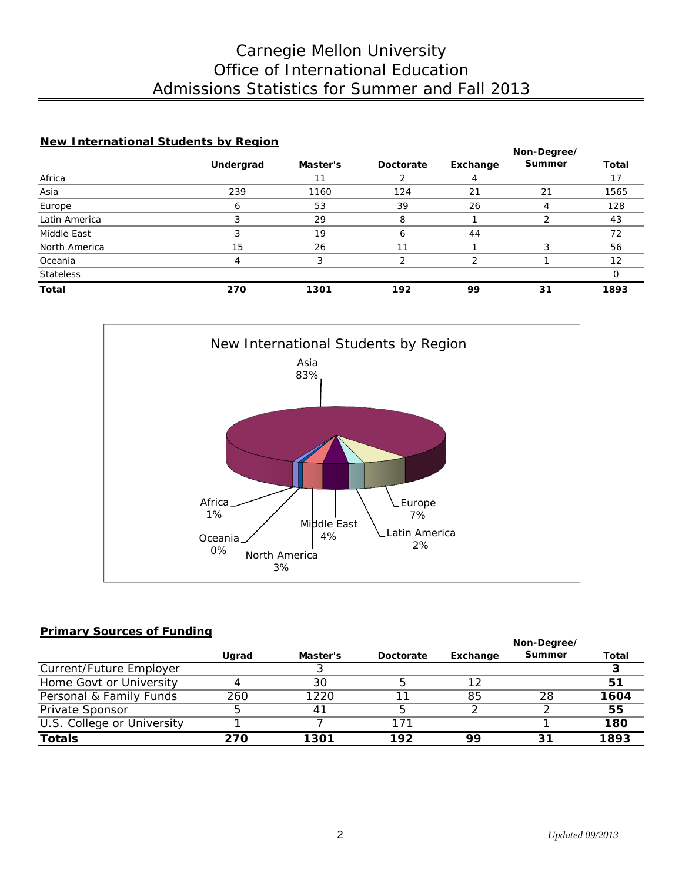# Carnegie Mellon University
# Office of International Education
# Admissions Statistics for Summer and Fall 2013

## New International Students by Region

| | Undergrad | Master's | Doctorate | Exchange | Non-Degree/ Summer | Total |
|---|---|---|---|---|---|---|
| Africa | | 11 | 2 | 4 | | 17 |
| Asia | 239 | 1160 | 124 | 21 | 21 | 1565 |
| Europe | 6 | 53 | 39 | 26 | 4 | 128 |
| Latin America | 3 | 29 | 8 | 1 | 2 | 43 |
| Middle East | 3 | 19 | 6 | 44 | | 72 |
| North America | 15 | 26 | 11 | 1 | 3 | 56 |
| Oceania | 4 | 3 | 2 | 2 | 1 | 12 |
| Stateless | | | | | | 0 |
| **Total** | **270** | **1301** | **192** | **99** | **31** | **1893** |

New International Students by Region

Asia 83%, Europe 7%, Latin America 2%, Middle East 4%, North America 3%, Oceania 0%, Africa 1%

## Primary Sources of Funding

| | Ugrad | Master's | Doctorate | Exchange | Non-Degree/ Summer | Total |
|---|---|---|---|---|---|---|
| Current/Future Employer | | 3 | | | | **3** |
| Home Govt or University | 4 | 30 | 5 | 12 | | **51** |
| Personal & Family Funds | 260 | 1220 | 11 | 85 | 28 | **1604** |
| Private Sponsor | 5 | 41 | 5 | 2 | 2 | **55** |
| U.S. College or University | 1 | 7 | 171 | | 1 | **180** |
| **Totals** | **270** | **1301** | **192** | **99** | **31** | **1893** |

*Updated 09/2013*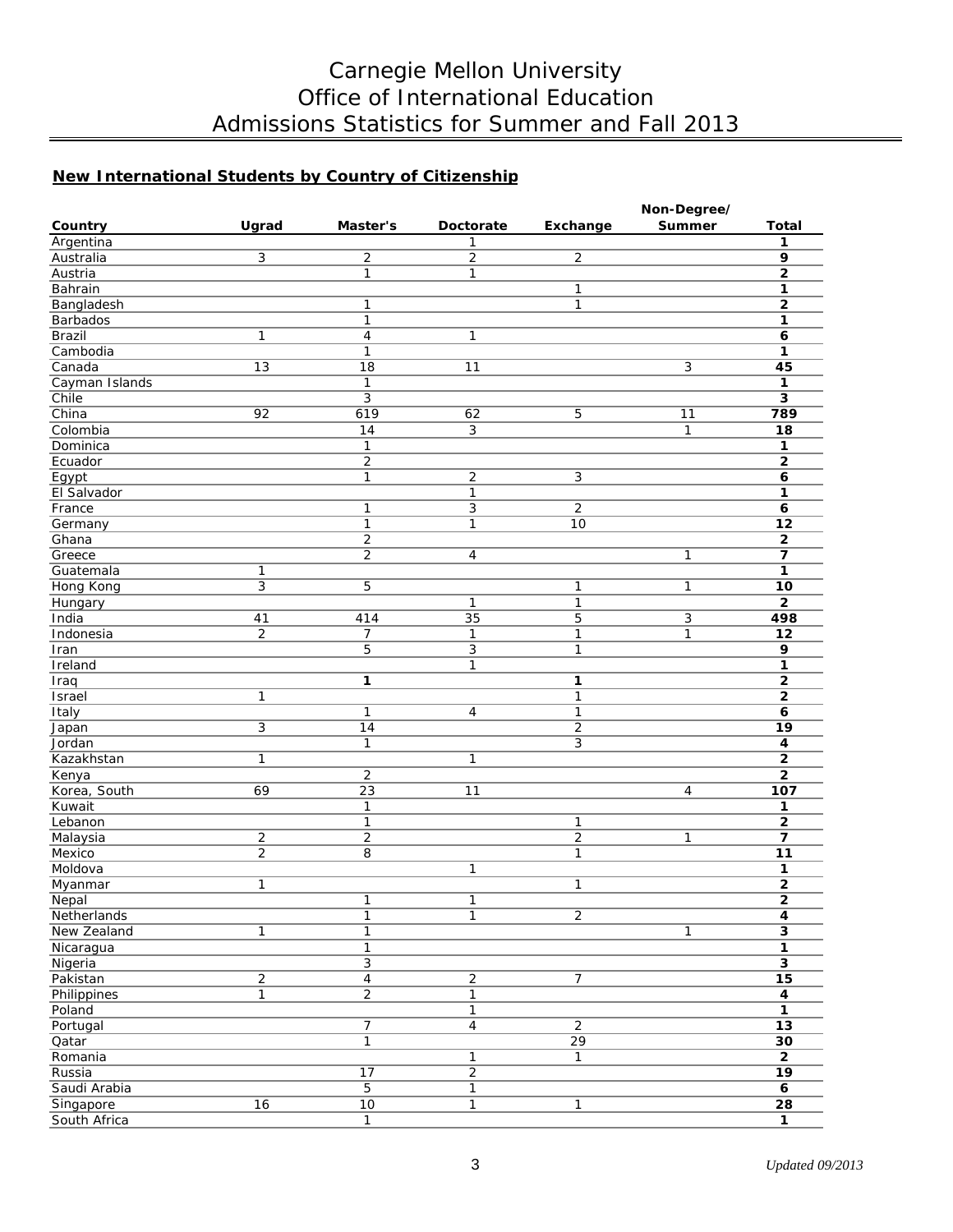# Carnegie Mellon University
# Office of International Education
# Admissions Statistics for Summer and Fall 2013

## New International Students by Country of Citizenship

| Country | Ugrad | Master's | Doctorate | Exchange | Non-Degree/ Summer | Total |
|---|---|---|---|---|---|---|
| Argentina | | | 1 | | | **1** |
| Australia | 3 | 2 | 2 | 2 | | **9** |
| Austria | | 1 | 1 | | | **2** |
| Bahrain | | | | 1 | | **1** |
| Bangladesh | | 1 | | 1 | | **2** |
| Barbados | | 1 | | | | **1** |
| Brazil | 1 | 4 | 1 | | | **6** |
| Cambodia | | 1 | | | | **1** |
| Canada | 13 | 18 | 11 | | 3 | **45** |
| Cayman Islands | | 1 | | | | **1** |
| Chile | | 3 | | | | **3** |
| China | 92 | 619 | 62 | 5 | 11 | **789** |
| Colombia | | 14 | 3 | | 1 | **18** |
| Dominica | | 1 | | | | **1** |
| Ecuador | | 2 | | | | **2** |
| Egypt | | 1 | 2 | 3 | | **6** |
| El Salvador | | | 1 | | | **1** |
| France | | 1 | 3 | 2 | | **6** |
| Germany | | 1 | 1 | 10 | | **12** |
| Ghana | | 2 | | | | **2** |
| Greece | | 2 | 4 | | 1 | **7** |
| Guatemala | 1 | | | | | **1** |
| Hong Kong | 3 | 5 | | 1 | 1 | **10** |
| Hungary | | | 1 | 1 | | **2** |
| India | 41 | 414 | 35 | 5 | 3 | **498** |
| Indonesia | 2 | 7 | 1 | 1 | 1 | **12** |
| Iran | | 5 | 3 | 1 | | **9** |
| Ireland | | | 1 | | | **1** |
| Iraq | | **1** | | **1** | | **2** |
| Israel | 1 | | | 1 | | **2** |
| Italy | | 1 | 4 | 1 | | **6** |
| Japan | 3 | 14 | | 2 | | **19** |
| Jordan | | 1 | | 3 | | **4** |
| Kazakhstan | 1 | | 1 | | | **2** |
| Kenya | | 2 | | | | **2** |
| Korea, South | 69 | 23 | 11 | | 4 | **107** |
| Kuwait | | 1 | | | | **1** |
| Lebanon | | 1 | | 1 | | **2** |
| Malaysia | 2 | 2 | | 2 | 1 | **7** |
| Mexico | 2 | 8 | | 1 | | **11** |
| Moldova | | | 1 | | | **1** |
| Myanmar | 1 | | | 1 | | **2** |
| Nepal | | 1 | 1 | | | **2** |
| Netherlands | | 1 | 1 | 2 | | **4** |
| New Zealand | 1 | 1 | | | 1 | **3** |
| Nicaragua | | 1 | | | | **1** |
| Nigeria | | 3 | | | | **3** |
| Pakistan | 2 | 4 | 2 | 7 | | **15** |
| Philippines | 1 | 2 | 1 | | | **4** |
| Poland | | | 1 | | | **1** |
| Portugal | | 7 | 4 | 2 | | **13** |
| Qatar | | 1 | | 29 | | **30** |
| Romania | | | 1 | 1 | | **2** |
| Russia | | 17 | 2 | | | **19** |
| Saudi Arabia | | 5 | 1 | | | **6** |
| Singapore | 16 | 10 | 1 | 1 | | **28** |
| South Africa | | 1 | | | | **1** |

*Updated 09/2013*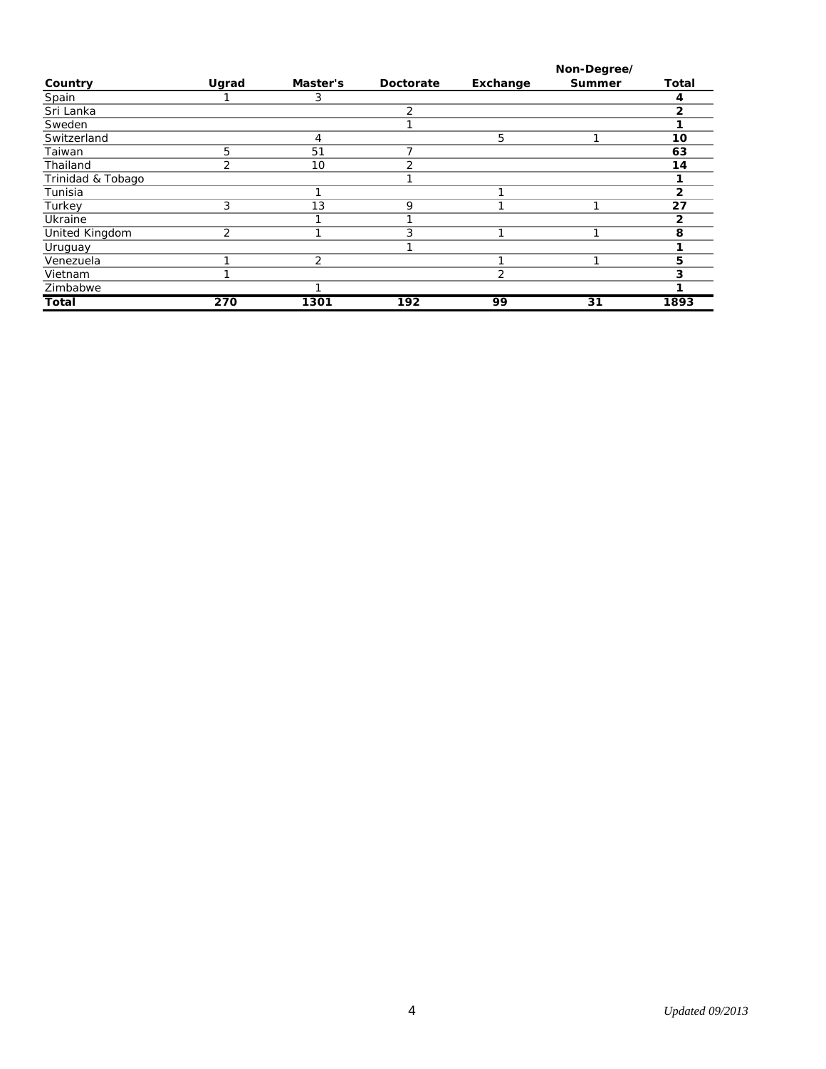| Country | Ugrad | Master's | Doctorate | Exchange | Non-Degree/ Summer | Total |
|---|---|---|---|---|---|---|
| Spain | 1 | 3 | | | | **4** |
| Sri Lanka | | | 2 | | | **2** |
| Sweden | | | 1 | | | **1** |
| Switzerland | | 4 | | 5 | 1 | **10** |
| Taiwan | 5 | 51 | 7 | | | **63** |
| Thailand | 2 | 10 | 2 | | | **14** |
| Trinidad & Tobago | | | 1 | | | **1** |
| Tunisia | | 1 | | 1 | | **2** |
| Turkey | 3 | 13 | 9 | 1 | 1 | **27** |
| Ukraine | | 1 | 1 | | | **2** |
| United Kingdom | 2 | 1 | 3 | 1 | 1 | **8** |
| Uruguay | | | 1 | | | **1** |
| Venezuela | 1 | 2 | | 1 | 1 | **5** |
| Vietnam | 1 | | | 2 | | **3** |
| Zimbabwe | | 1 | | | | **1** |
| **Total** | **270** | **1301** | **192** | **99** | **31** | **1893** |

*Updated 09/2013*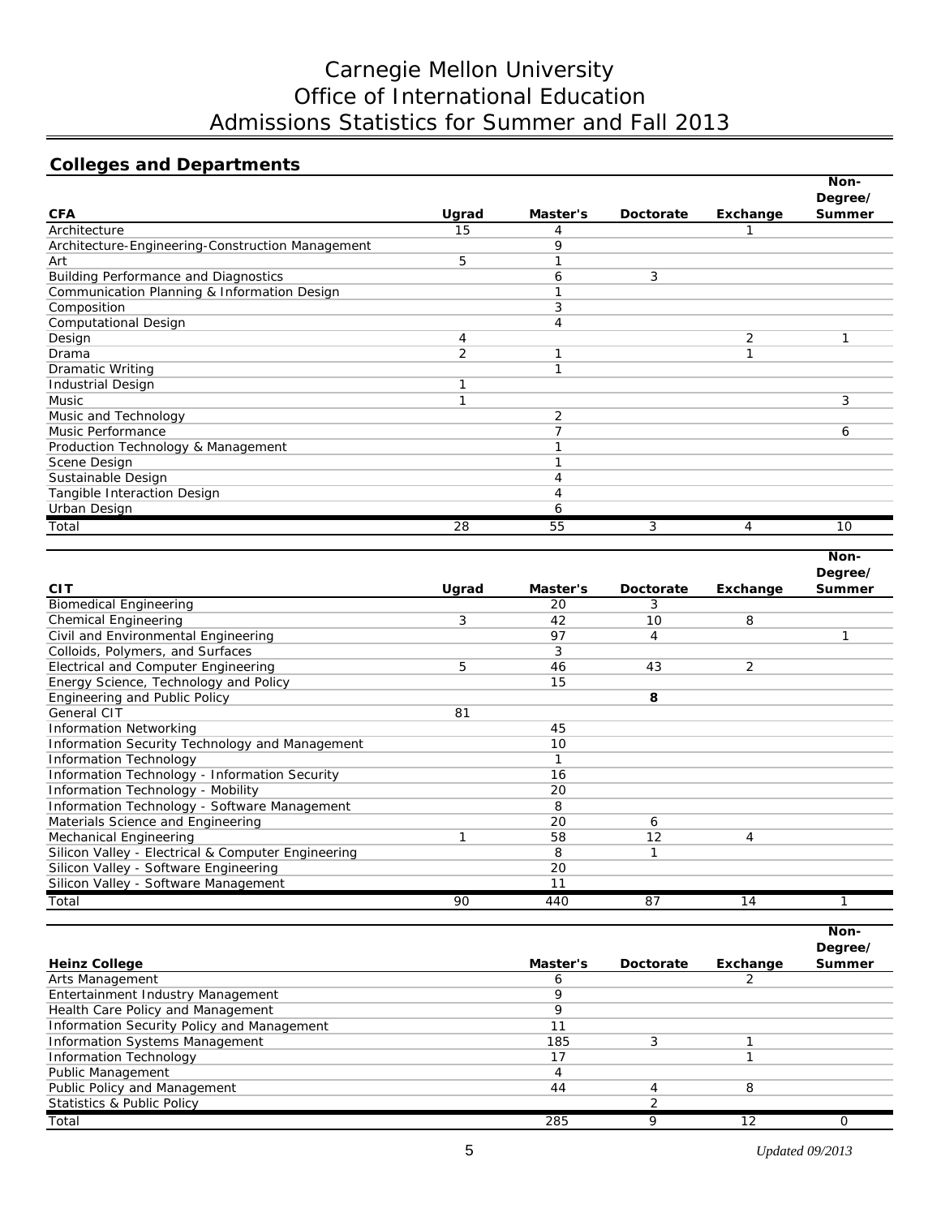# Carnegie Mellon University
# Office of International Education
# Admissions Statistics for Summer and Fall 2013

## Colleges and Departments

| CFA | Ugrad | Master's | Doctorate | Exchange | Non-Degree/ Summer |
|---|---|---|---|---|---|
| Architecture | 15 | 4 | | 1 | |
| Architecture-Engineering-Construction Management | | 9 | | | |
| Art | 5 | 1 | | | |
| Building Performance and Diagnostics | | 6 | 3 | | |
| Communication Planning & Information Design | | 1 | | | |
| Composition | | 3 | | | |
| Computational Design | | 4 | | | |
| Design | 4 | | | 2 | 1 |
| Drama | 2 | 1 | | 1 | |
| Dramatic Writing | | 1 | | | |
| Industrial Design | 1 | | | | |
| Music | 1 | | | | 3 |
| Music and Technology | | 2 | | | |
| Music Performance | | 7 | | | 6 |
| Production Technology & Management | | 1 | | | |
| Scene Design | | 1 | | | |
| Sustainable Design | | 4 | | | |
| Tangible Interaction Design | | 4 | | | |
| Urban Design | | 6 | | | |
| Total | 28 | 55 | 3 | 4 | 10 |

| CIT | Ugrad | Master's | Doctorate | Exchange | Non-Degree/ Summer |
|---|---|---|---|---|---|
| Biomedical Engineering | | 20 | 3 | | |
| Chemical Engineering | 3 | 42 | 10 | 8 | |
| Civil and Environmental Engineering | | 97 | 4 | | 1 |
| Colloids, Polymers, and Surfaces | | 3 | | | |
| Electrical and Computer Engineering | 5 | 46 | 43 | 2 | |
| Energy Science, Technology and Policy | | 15 | | | |
| Engineering and Public Policy | | | **8** | | |
| General CIT | 81 | | | | |
| Information Networking | | 45 | | | |
| Information Security Technology and Management | | 10 | | | |
| Information Technology | | 1 | | | |
| Information Technology - Information Security | | 16 | | | |
| Information Technology - Mobility | | 20 | | | |
| Information Technology - Software Management | | 8 | | | |
| Materials Science and Engineering | | 20 | 6 | | |
| Mechanical Engineering | 1 | 58 | 12 | 4 | |
| Silicon Valley - Electrical & Computer Engineering | | 8 | 1 | | |
| Silicon Valley - Software Engineering | | 20 | | | |
| Silicon Valley - Software Management | | 11 | | | |
| Total | 90 | 440 | 87 | 14 | 1 |

| Heinz College | Master's | Doctorate | Exchange | Non-Degree/ Summer |
|---|---|---|---|---|
| Arts Management | 6 | | 2 | |
| Entertainment Industry Management | 9 | | | |
| Health Care Policy and Management | 9 | | | |
| Information Security Policy and Management | 11 | | | |
| Information Systems Management | 185 | 3 | 1 | |
| Information Technology | 17 | | 1 | |
| Public Management | 4 | | | |
| Public Policy and Management | 44 | 4 | 8 | |
| Statistics & Public Policy | | 2 | | |
| Total | 285 | 9 | 12 | 0 |

*Updated 09/2013*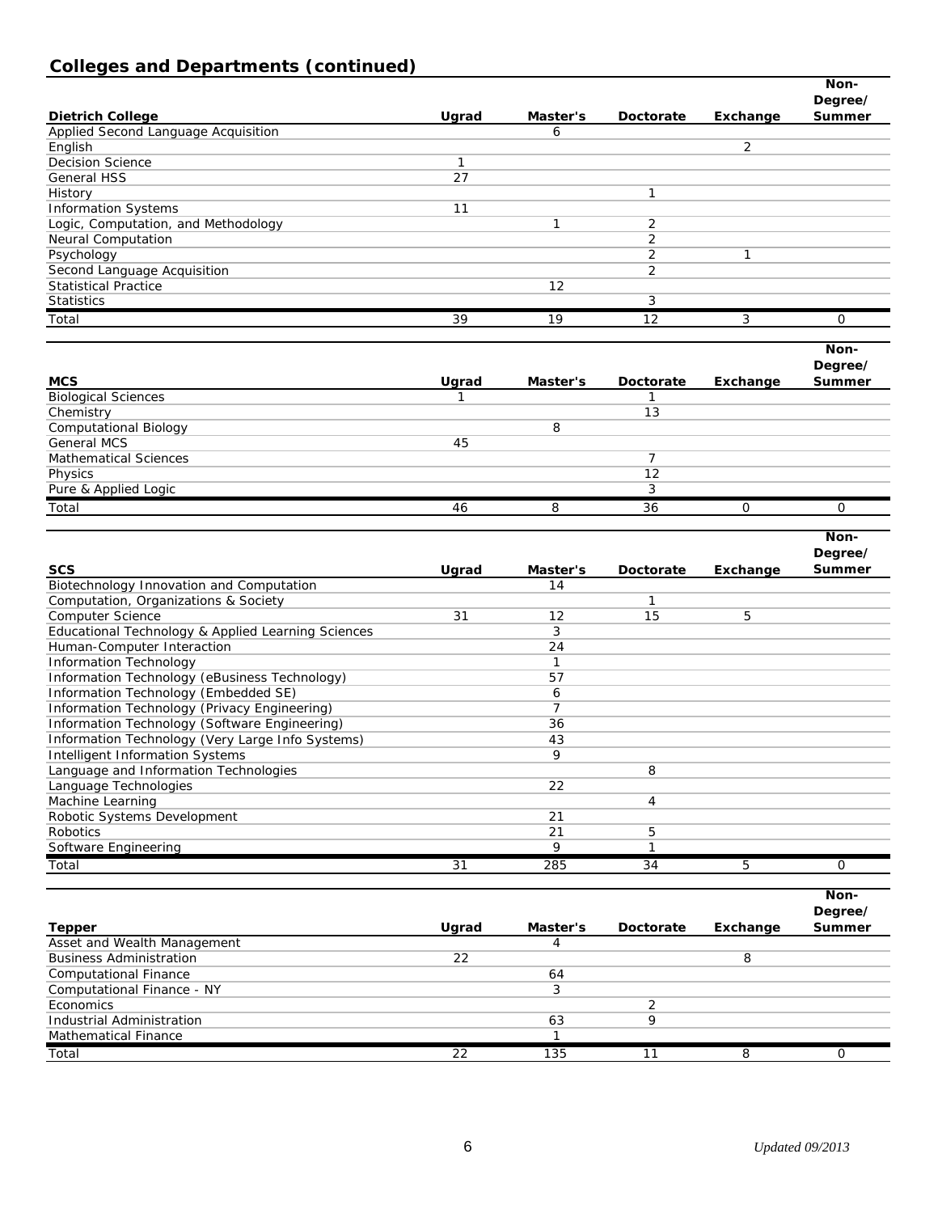## Colleges and Departments (continued)

| Dietrich College | Ugrad | Master's | Doctorate | Exchange | Non-Degree/ Summer |
|---|---|---|---|---|---|
| Applied Second Language Acquisition | | 6 | | | |
| English | | | | 2 | |
| Decision Science | 1 | | | | |
| General HSS | 27 | | | | |
| History | | | 1 | | |
| Information Systems | 11 | | | | |
| Logic, Computation, and Methodology | | 1 | 2 | | |
| Neural Computation | | | 2 | | |
| Psychology | | | 2 | 1 | |
| Second Language Acquisition | | | 2 | | |
| Statistical Practice | | 12 | | | |
| Statistics | | | 3 | | |
| Total | 39 | 19 | 12 | 3 | 0 |

| MCS | Ugrad | Master's | Doctorate | Exchange | Non-Degree/ Summer |
|---|---|---|---|---|---|
| Biological Sciences | 1 | | 1 | | |
| Chemistry | | | 13 | | |
| Computational Biology | | 8 | | | |
| General MCS | 45 | | | | |
| Mathematical Sciences | | | 7 | | |
| Physics | | | 12 | | |
| Pure & Applied Logic | | | 3 | | |
| Total | 46 | 8 | 36 | 0 | 0 |

| SCS | Ugrad | Master's | Doctorate | Exchange | Non-Degree/ Summer |
|---|---|---|---|---|---|
| Biotechnology Innovation and Computation | | 14 | | | |
| Computation, Organizations & Society | | | 1 | | |
| Computer Science | 31 | 12 | 15 | 5 | |
| Educational Technology & Applied Learning Sciences | | 3 | | | |
| Human-Computer Interaction | | 24 | | | |
| Information Technology | | 1 | | | |
| Information Technology (eBusiness Technology) | | 57 | | | |
| Information Technology (Embedded SE) | | 6 | | | |
| Information Technology (Privacy Engineering) | | 7 | | | |
| Information Technology (Software Engineering) | | 36 | | | |
| Information Technology (Very Large Info Systems) | | 43 | | | |
| Intelligent Information Systems | | 9 | | | |
| Language and Information Technologies | | | 8 | | |
| Language Technologies | | 22 | | | |
| Machine Learning | | | 4 | | |
| Robotic Systems Development | | 21 | | | |
| Robotics | | 21 | 5 | | |
| Software Engineering | | 9 | 1 | | |
| Total | 31 | 285 | 34 | 5 | 0 |

| Tepper | Ugrad | Master's | Doctorate | Exchange | Non-Degree/ Summer |
|---|---|---|---|---|---|
| Asset and Wealth Management | | 4 | | | |
| Business Administration | 22 | | | 8 | |
| Computational Finance | | 64 | | | |
| Computational Finance - NY | | 3 | | | |
| Economics | | | 2 | | |
| Industrial Administration | | 63 | 9 | | |
| Mathematical Finance | | 1 | | | |
| Total | 22 | 135 | 11 | 8 | 0 |

*Updated 09/2013*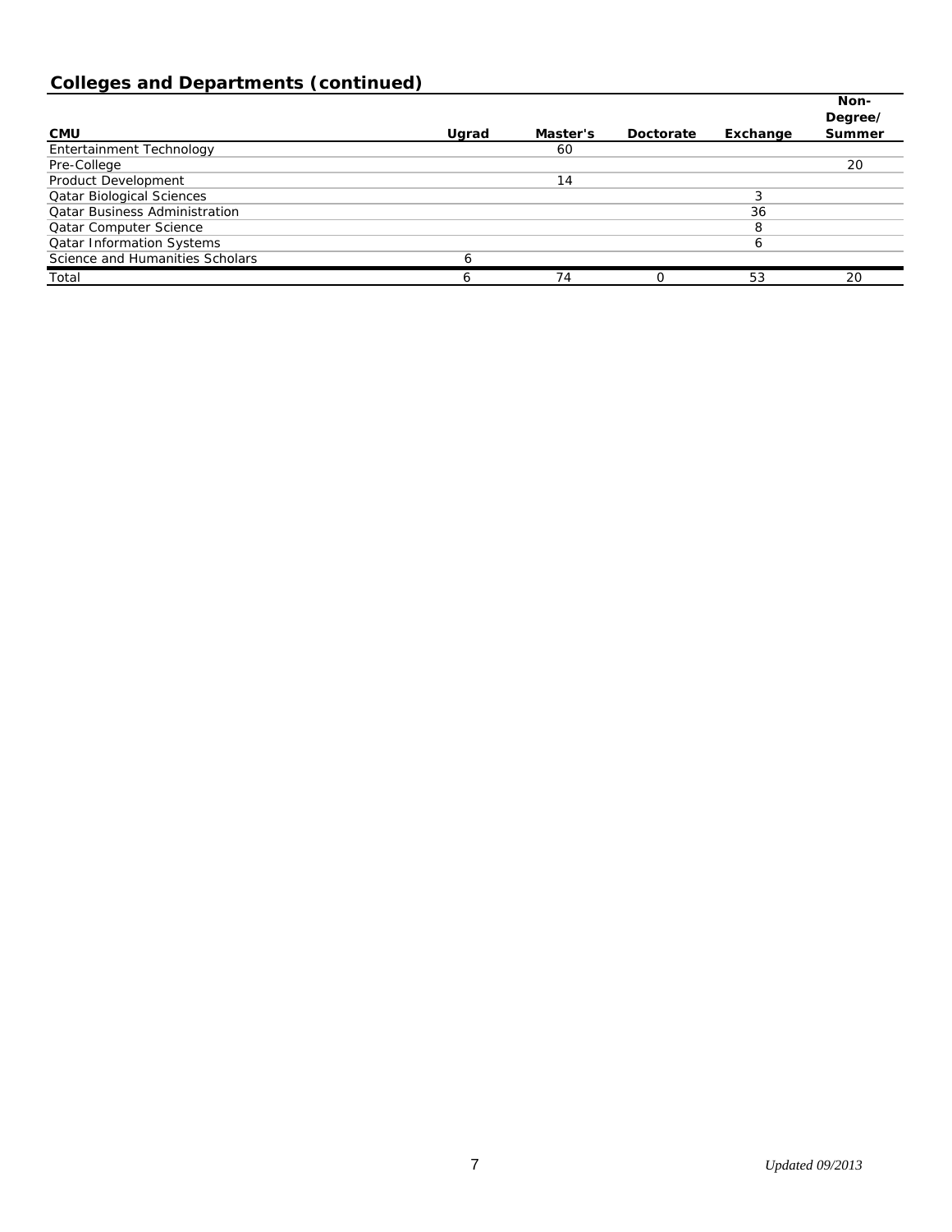## Colleges and Departments (continued)

| CMU | Ugrad | Master's | Doctorate | Exchange | Non-Degree/ Summer |
|---|---|---|---|---|---|
| Entertainment Technology | | 60 | | | |
| Pre-College | | | | | 20 |
| Product Development | | 14 | | | |
| Qatar Biological Sciences | | | | 3 | |
| Qatar Business Administration | | | | 36 | |
| Qatar Computer Science | | | | 8 | |
| Qatar Information Systems | | | | 6 | |
| Science and Humanities Scholars | 6 | | | | |
| Total | 6 | 74 | 0 | 53 | 20 |

*Updated 09/2013*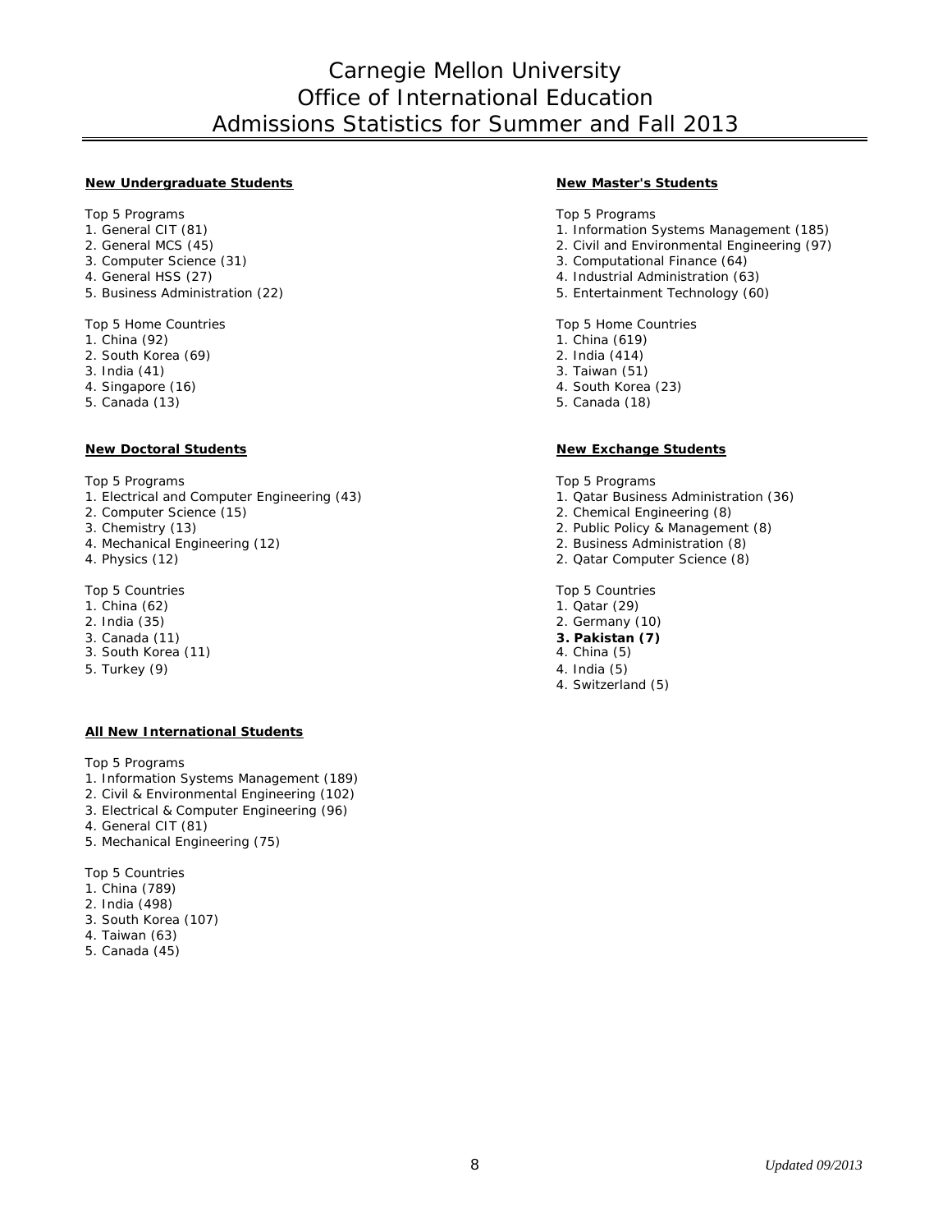# Carnegie Mellon University
# Office of International Education
# Admissions Statistics for Summer and Fall 2013

**New Undergraduate Students**

Top 5 Programs
1. General CIT (81)
2. General MCS (45)
3. Computer Science (31)
4. General HSS (27)
5. Business Administration (22)

Top 5 Home Countries
1. China (92)
2. South Korea (69)
3. India (41)
4. Singapore (16)
5. Canada (13)

**New Master's Students**

Top 5 Programs
1. Information Systems Management (185)
2. Civil and Environmental Engineering (97)
3. Computational Finance (64)
4. Industrial Administration (63)
5. Entertainment Technology (60)

Top 5 Home Countries
1. China (619)
2. India (414)
3. Taiwan (51)
4. South Korea (23)
5. Canada (18)

**New Doctoral Students**

Top 5 Programs
1. Electrical and Computer Engineering (43)
2. Computer Science (15)
3. Chemistry (13)
4. Mechanical Engineering (12)
4. Physics (12)

Top 5 Countries
1. China (62)
2. India (35)
3. Canada (11)
3. South Korea (11)
5. Turkey (9)

**New Exchange Students**

Top 5 Programs
1. Qatar Business Administration (36)
2. Chemical Engineering (8)
2. Public Policy & Management (8)
2. Business Administration (8)
2. Qatar Computer Science (8)

Top 5 Countries
1. Qatar (29)
2. Germany (10)
**3. Pakistan (7)**
4. China (5)
4. India (5)
4. Switzerland (5)

**All New International Students**

Top 5 Programs
1. Information Systems Management (189)
2. Civil & Environmental Engineering (102)
3. Electrical & Computer Engineering (96)
4. General CIT (81)
5. Mechanical Engineering (75)

Top 5 Countries
1. China (789)
2. India (498)
3. South Korea (107)
4. Taiwan (63)
5. Canada (45)

*Updated 09/2013*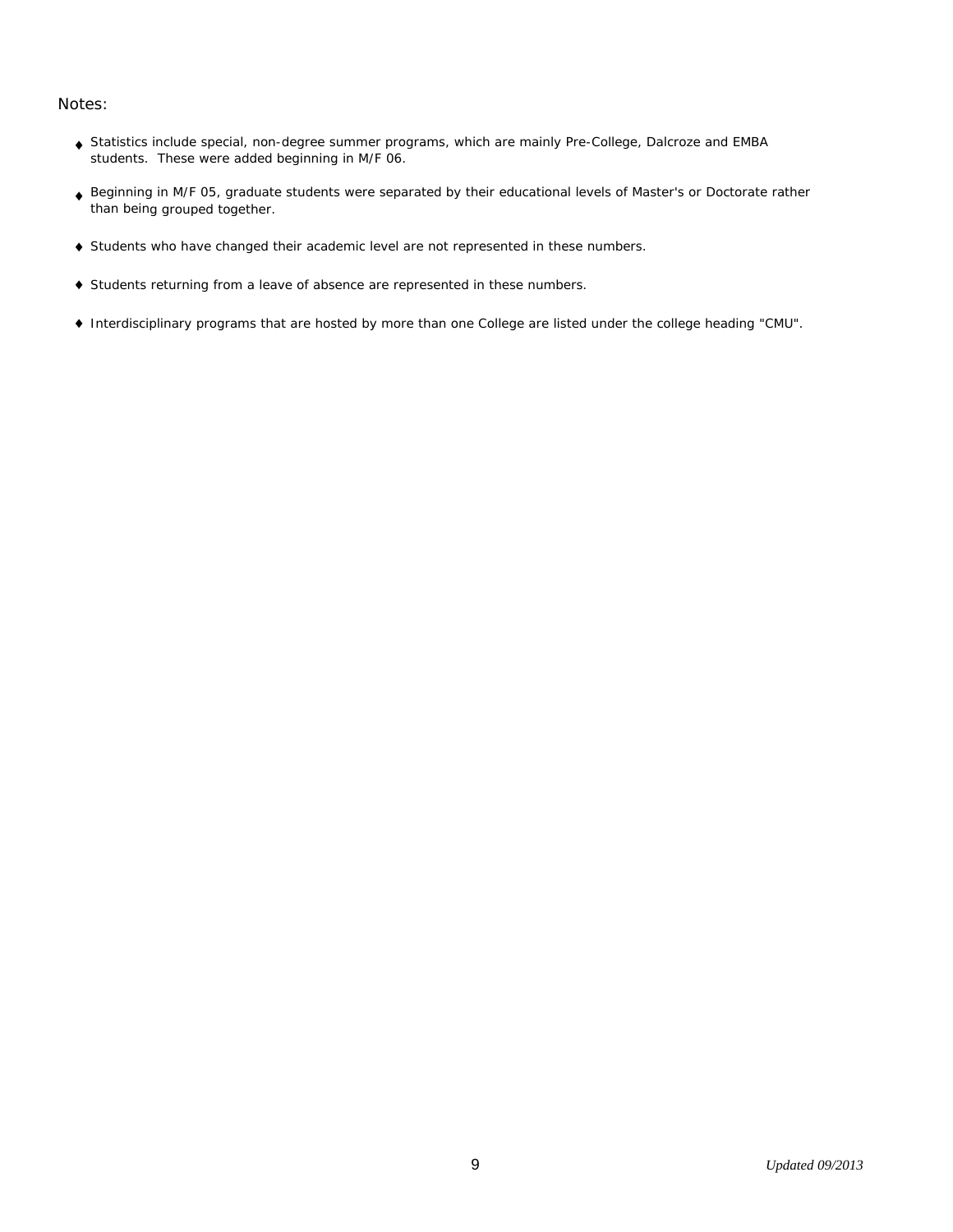Notes:

- Statistics include special, non-degree summer programs, which are mainly Pre-College, Dalcroze and EMBA students. These were added beginning in M/F 06.
- Beginning in M/F 05, graduate students were separated by their educational levels of Master's or Doctorate rather than being grouped together.
- Students who have changed their academic level are not represented in these numbers.
- Students returning from a leave of absence are represented in these numbers.
- Interdisciplinary programs that are hosted by more than one College are listed under the college heading "CMU".

*Updated 09/2013*